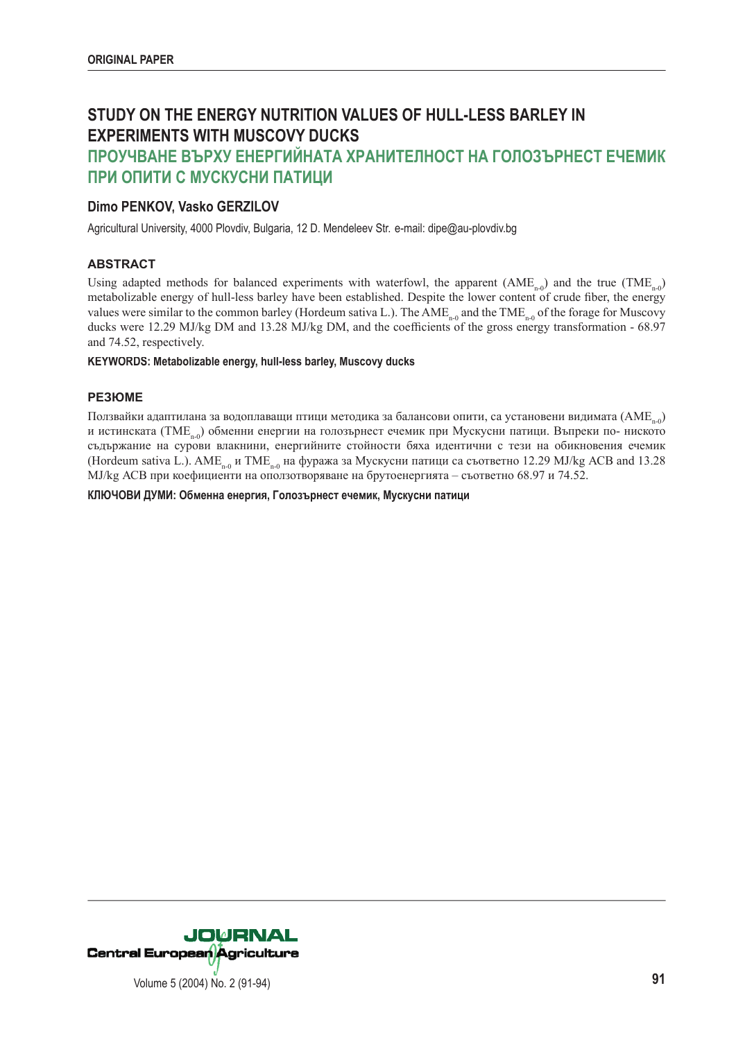ORIGINAL PAPER

# STUDY ON THE ENERGY NUTRITION VALUES OF HULL-LESS BARLEY IN EXPERIMENTS WITH MUSCOVY DUCKS

# ПРОУЧВАНЕ ВЪРХУ ЕНЕРГИЙНАТА ХРАНИТЕЛНОСТ НА ГОЛОЗЪРНЕСТ ЕЧЕМИК ПРИ ОПИТИ С МУСКУСНИ ПАТИЦИ

**Dimo PENKOV, Vasko GERZILOV**

Agricultural University, 4000 Plovdiv, Bulgaria, 12 D. Mendeleev Str. e-mail: dipe@au-plovdiv.bg

## ABSTRACT

Using adapted methods for balanced experiments with waterfowl, the apparent ($AME_{n-0}$) and the true ($TME_{n-0}$) metabolizable energy of hull-less barley have been established. Despite the lower content of crude fiber, the energy values were similar to the common barley (Hordeum sativa L.). The $AME_{n-0}$ and the $TME_{n-0}$ of the forage for Muscovy ducks were 12.29 MJ/kg DM and 13.28 MJ/kg DM, and the coefficients of the gross energy transformation - 68.97 and 74.52, respectively.

**KEYWORDS: Metabolizable energy, hull-less barley, Muscovy ducks**

## РЕЗЮМЕ

Ползвайки адаптилана за водоплаващи птици методика за балансови опити, са установени видимата ($AME_{n-0}$) и истинската ($TME_{n-0}$) обменни енергии на голозърнест ечемик при Мускусни патици. Въпреки по- ниското съдържание на сурови влакнини, енергийните стойности бяха идентични с тези на обикновения ечемик (Hordeum sativa L.). $AME_{n-0}$ и $TME_{n-0}$ на фуража за Мускусни патици са съответно 12.29 MJ/kg АСВ and 13.28 MJ/kg АСВ при коефициенти на оползотворяване на брутоенергията – съответно 68.97 и 74.52.

**КЛЮЧОВИ ДУМИ: Обменна енергия, Голозърнест ечемик, Мускусни патици**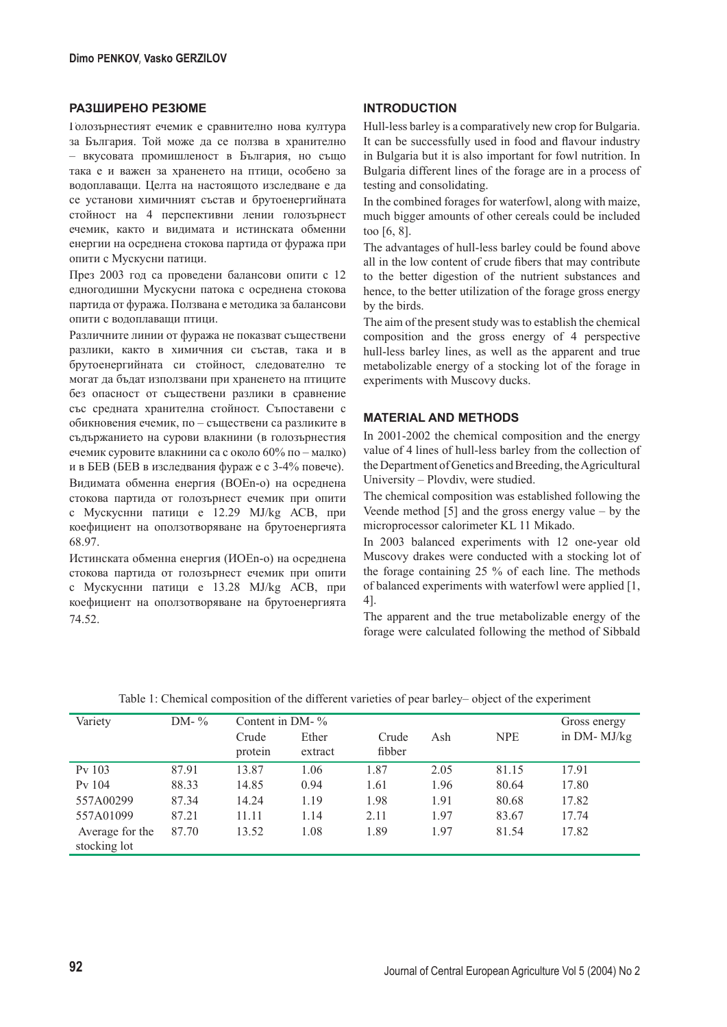## РАЗШИРЕНО РЕЗЮМЕ

Голозърнестият ечемик е сравнително нова култура за България. Той може да се ползва в хранително – вкусовата промишленост в България, но също така е и важен за храненето на птици, особено за водоплаващи. Целта на настоящото изследване е да се установи химичният състав и брутоенергийната стойност на 4 перспективни линии голозърнест ечемик, както и видимата и истинската обменни енергии на осреднена стокова партида от фуража при опити с Мускусни патици.

През 2003 год са проведени балансови опити с 12 едногодишни Мускусни патока с осреднена стокова партида от фуража. Ползвана е методика за балансови опити с водоплаващи птици.

Различните линии от фуража не показват съществени разлики, както в химичния си състав, така и в брутоенергийната си стойност, следователно те могат да бъдат използвани при храненето на птиците без опасност от съществени разлики в сравнение със средната хранителна стойност. Съпоставени с обикновения ечемик, по – съществени са разликите в съдържанието на сурови влакнини (в голозърнестия ечемик суровите влакнини са с около 60% по – малко) и в БЕВ (БЕВ в изследвания фураж е с 3-4% повече).

Видимата обменна енергия (ВОЕn-о) на осреднена стокова партида от голозърнест ечемик при опити с Мускусни патици е 12.29 MJ/kg АСВ, при коефициент на оползотворяване на брутоенергията 68.97.

Истинската обменна енергия (ИОЕn-о) на осреднена стокова партида от голозърнест ечемик при опити с Мускусни патици е 13.28 MJ/kg АСВ, при коефициент на оползотворяване на брутоенергията 74.52.

## INTRODUCTION

Hull-less barley is a comparatively new crop for Bulgaria. It can be successfully used in food and flavour industry in Bulgaria but it is also important for fowl nutrition. In Bulgaria different lines of the forage are in a process of testing and consolidating.

In the combined forages for waterfowl, along with maize, much bigger amounts of other cereals could be included too [6, 8].

The advantages of hull-less barley could be found above all in the low content of crude fibers that may contribute to the better digestion of the nutrient substances and hence, to the better utilization of the forage gross energy by the birds.

The aim of the present study was to establish the chemical composition and the gross energy of 4 perspective hull-less barley lines, as well as the apparent and true metabolizable energy of a stocking lot of the forage in experiments with Muscovy ducks.

## MATERIAL AND METHODS

In 2001-2002 the chemical composition and the energy value of 4 lines of hull-less barley from the collection of the Department of Genetics and Breeding, the Agricultural University – Plovdiv, were studied.

The chemical composition was established following the Veende method [5] and the gross energy value – by the microprocessor calorimeter KL 11 Mikado.

In 2003 balanced experiments with 12 one-year old Muscovy drakes were conducted with a stocking lot of the forage containing 25 % of each line. The methods of balanced experiments with waterfowl were applied [1, 4].

The apparent and the true metabolizable energy of the forage were calculated following the method of Sibbald

Table 1: Chemical composition of the different varieties of pear barley– object of the experiment

| Variety | DM- % | Content in DM- % | | | | | Gross energy in DM- MJ/kg |
|---|---|---|---|---|---|---|---|
| | | Crude protein | Ether extract | Crude fibber | Ash | NPE | |
| Pv 103 | 87.91 | 13.87 | 1.06 | 1.87 | 2.05 | 81.15 | 17.91 |
| Pv 104 | 88.33 | 14.85 | 0.94 | 1.61 | 1.96 | 80.64 | 17.80 |
| 557A00299 | 87.34 | 14.24 | 1.19 | 1.98 | 1.91 | 80.68 | 17.82 |
| 557A01099 | 87.21 | 11.11 | 1.14 | 2.11 | 1.97 | 83.67 | 17.74 |
| Average for the stocking lot | 87.70 | 13.52 | 1.08 | 1.89 | 1.97 | 81.54 | 17.82 |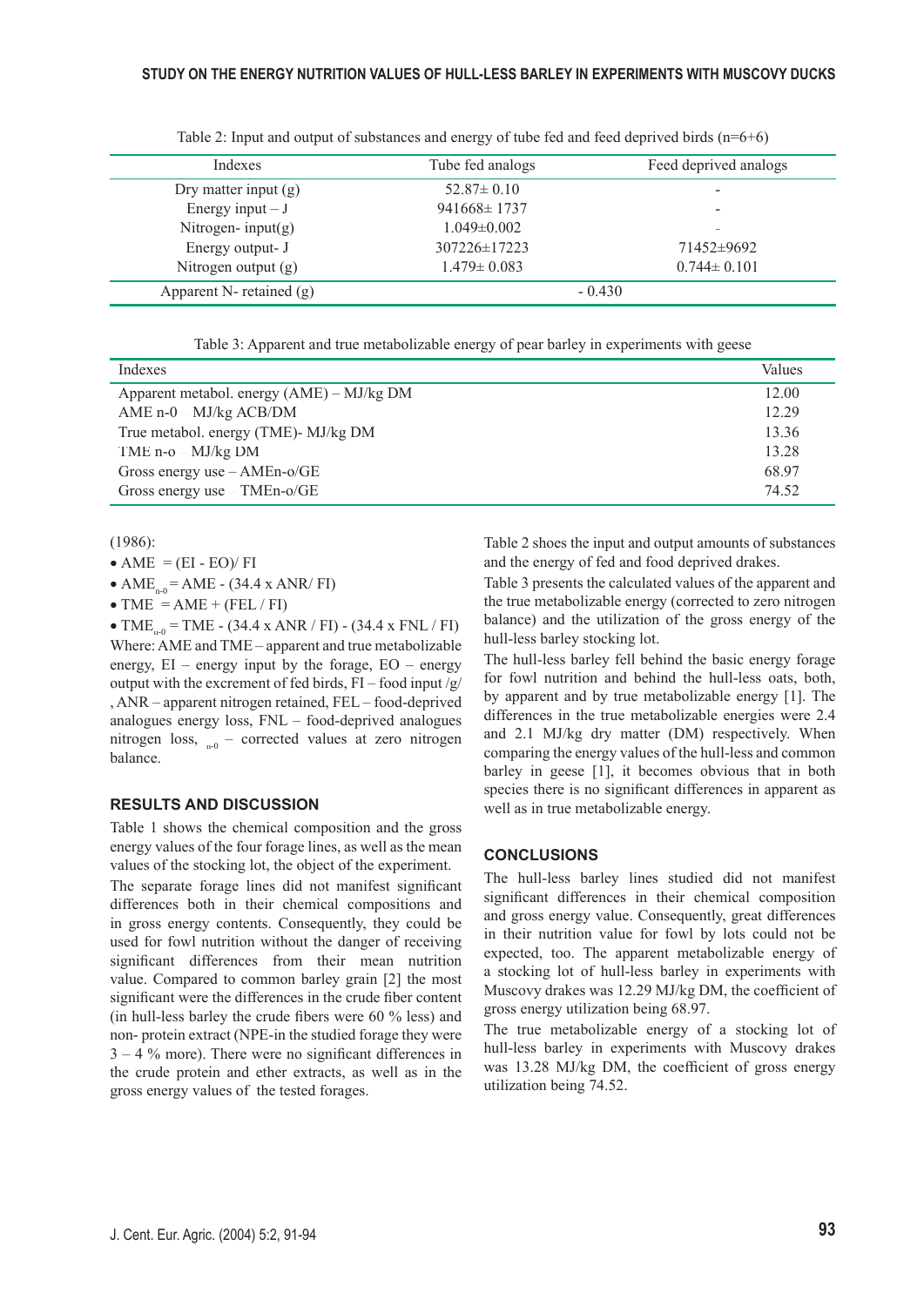Table 2: Input and output of substances and energy of tube fed and feed deprived birds (n=6+6)

| Indexes | Tube fed analogs | Feed deprived analogs |
|---|---|---|
| Dry matter input (g) | 52.87± 0.10 | - |
| Energy input – J | 941668± 1737 | - |
| Nitrogen- input(g) | 1.049±0.002 | - |
| Energy output- J | 307226±17223 | 71452±9692 |
| Nitrogen output (g) | 1.479± 0.083 | 0.744± 0.101 |
| Apparent N- retained (g) | - 0.430 | |

Table 3: Apparent and true metabolizable energy of pear barley in experiments with geese

| Indexes | Values |
|---|---|
| Apparent metabol. energy (AME) – MJ/kg DM | 12.00 |
| AME n-0 MJ/kg ACB/DM | 12.29 |
| True metabol. energy (TME)- MJ/kg DM | 13.36 |
| TME n-o MJ/kg DM | 13.28 |
| Gross energy use – AMEn-o/GE | 68.97 |
| Gross energy use TMEn-o/GE | 74.52 |

(1986):

- $AME = (EI - EO)/ FI$
- $AME_{n-0} = AME - (34.4 \times ANR/ FI)$
- $TME = AME + (FEL / FI)$
- $TME_{n-0} = TME - (34.4 \times ANR / FI) - (34.4 \times FNL / FI)$

Where: AME and TME – apparent and true metabolizable energy, EI – energy input by the forage, EO – energy output with the excrement of fed birds, FI – food input /g/ , ANR – apparent nitrogen retained, FEL – food-deprived analogues energy loss, FNL – food-deprived analogues nitrogen loss, $_{n-0}$ – corrected values at zero nitrogen balance.

## RESULTS AND DISCUSSION

Table 1 shows the chemical composition and the gross energy values of the four forage lines, as well as the mean values of the stocking lot, the object of the experiment.

The separate forage lines did not manifest significant differences both in their chemical compositions and in gross energy contents. Consequently, they could be used for fowl nutrition without the danger of receiving significant differences from their mean nutrition value. Compared to common barley grain [2] the most significant were the differences in the crude fiber content (in hull-less barley the crude fibers were 60 % less) and non- protein extract (NPE-in the studied forage they were 3 – 4 % more). There were no significant differences in the crude protein and ether extracts, as well as in the gross energy values of the tested forages.

Table 2 shoes the input and output amounts of substances and the energy of fed and food deprived drakes.

Table 3 presents the calculated values of the apparent and the true metabolizable energy (corrected to zero nitrogen balance) and the utilization of the gross energy of the hull-less barley stocking lot.

The hull-less barley fell behind the basic energy forage for fowl nutrition and behind the hull-less oats, both, by apparent and by true metabolizable energy [1]. The differences in the true metabolizable energies were 2.4 and 2.1 MJ/kg dry matter (DM) respectively. When comparing the energy values of the hull-less and common barley in geese [1], it becomes obvious that in both species there is no significant differences in apparent as well as in true metabolizable energy.

## CONCLUSIONS

The hull-less barley lines studied did not manifest significant differences in their chemical composition and gross energy value. Consequently, great differences in their nutrition value for fowl by lots could not be expected, too. The apparent metabolizable energy of a stocking lot of hull-less barley in experiments with Muscovy drakes was 12.29 MJ/kg DM, the coefficient of gross energy utilization being 68.97.

The true metabolizable energy of a stocking lot of hull-less barley in experiments with Muscovy drakes was 13.28 MJ/kg DM, the coefficient of gross energy utilization being 74.52.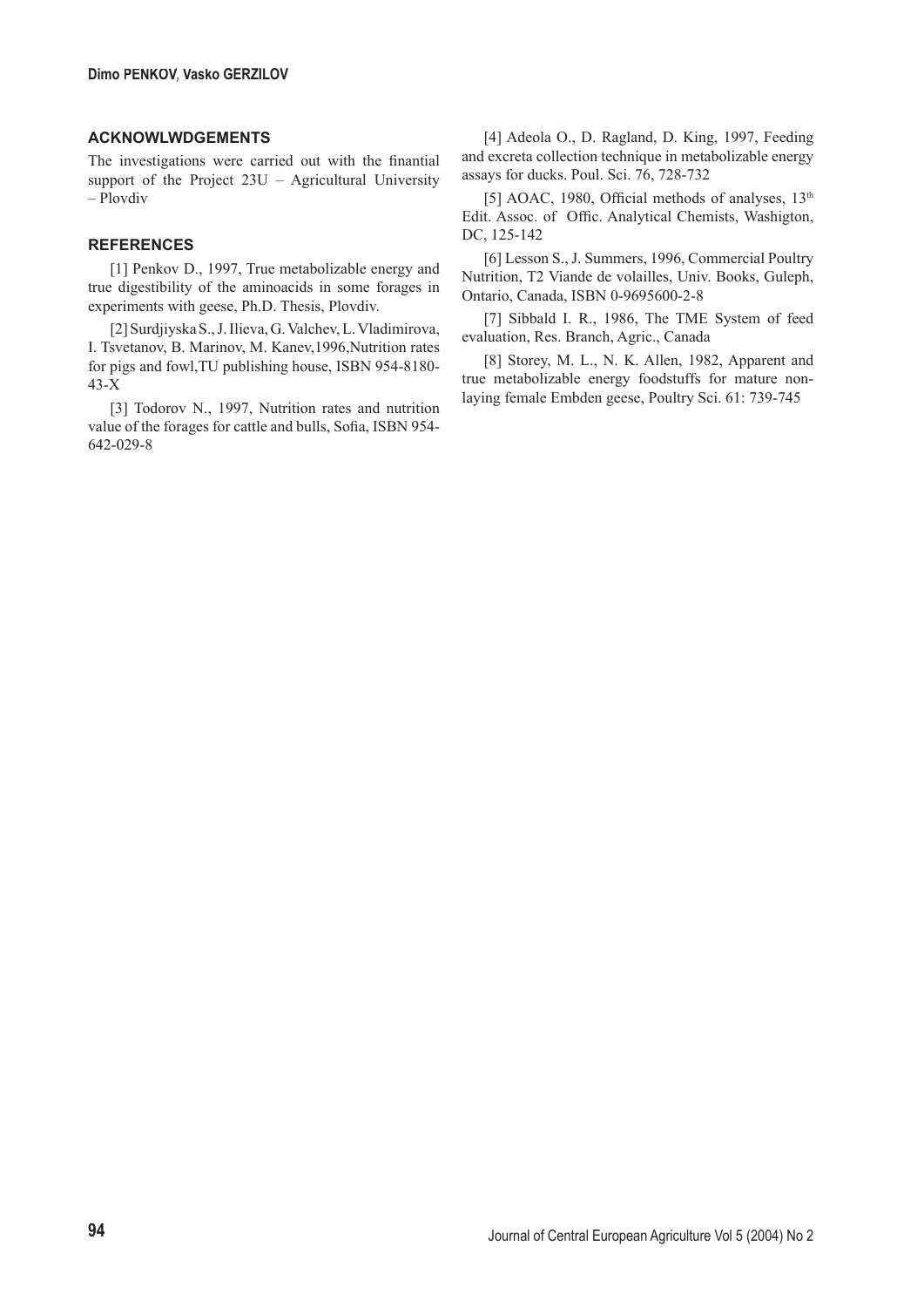## ACKNOWLWDGEMENTS

The investigations were carried out with the finantial support of the Project 23U – Agricultural University – Plovdiv

## REFERENCES

[1] Penkov D., 1997, True metabolizable energy and true digestibility of the aminoacids in some forages in experiments with geese, Ph.D. Thesis, Plovdiv.

[2] Surdjiyska S., J. Ilieva, G. Valchev, L. Vladimirova, I. Tsvetanov, B. Marinov, M. Kanev,1996,Nutrition rates for pigs and fowl,TU publishing house, ISBN 954-8180-43-X

[3] Todorov N., 1997, Nutrition rates and nutrition value of the forages for cattle and bulls, Sofia, ISBN 954-642-029-8

[4] Adeola O., D. Ragland, D. King, 1997, Feeding and excreta collection technique in metabolizable energy assays for ducks. Poul. Sci. 76, 728-732

[5] AOAC, 1980, Official methods of analyses, 13th Edit. Assoc. of Offic. Analytical Chemists, Washigton, DC, 125-142

[6] Lesson S., J. Summers, 1996, Commercial Poultry Nutrition, T2 Viande de volailles, Univ. Books, Guleph, Ontario, Canada, ISBN 0-9695600-2-8

[7] Sibbald I. R., 1986, The TME System of feed evaluation, Res. Branch, Agric., Canada

[8] Storey, M. L., N. K. Allen, 1982, Apparent and true metabolizable energy foodstuffs for mature non-laying female Embden geese, Poultry Sci. 61: 739-745